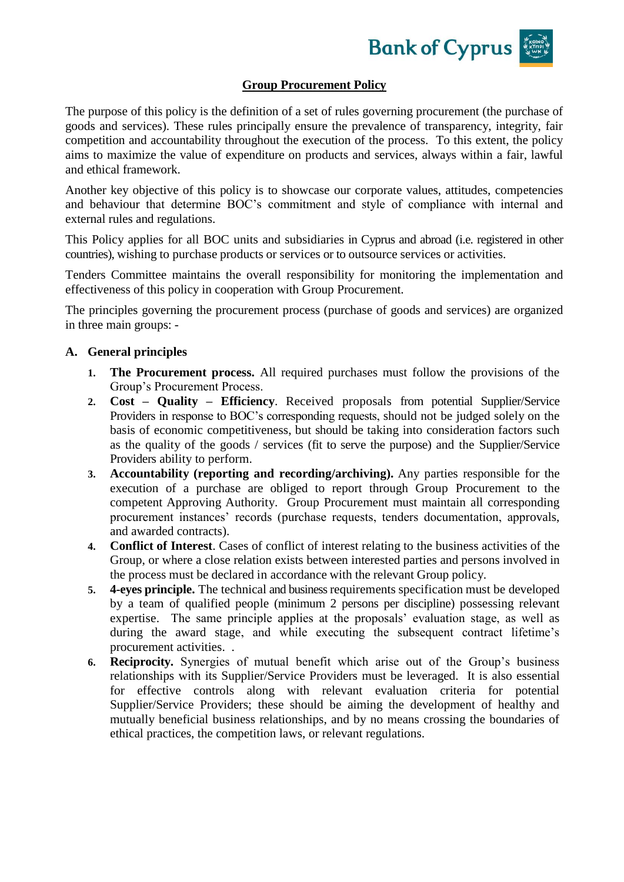## Group Procurement Policy

The purpose of this policy is the definition of a set of rules governing procurement (the purchase of goods and services). These rules principally ensure the prevalence of transparency, integrity, fair competition and accountability throughout the execution of the process. To this extent, the policy aims to maximize the value of expenditure on products and services, always within a fair, lawful and ethical framework.

Another key objective of this policy is to showcase our corporate values, attitudes, competencies and behaviour that determine BOC's commitment and style of compliance with internal and external rules and regulations.

This Policy applies for all BOC units and subsidiaries in Cyprus and abroad (i.e. registered in other countries), wishing to purchase products or services or to outsource services or activities.

Tenders Committee maintains the overall responsibility for monitoring the implementation and effectiveness of this policy in cooperation with Group Procurement.

The principles governing the procurement process (purchase of goods and services) are organized in three main groups: -

### A. General principles

1. **The Procurement process.** All required purchases must follow the provisions of the Group's Procurement Process.
2. **Cost – Quality – Efficiency**. Received proposals from potential Supplier/Service Providers in response to BOC's corresponding requests, should not be judged solely on the basis of economic competitiveness, but should be taking into consideration factors such as the quality of the goods / services (fit to serve the purpose) and the Supplier/Service Providers ability to perform.
3. **Accountability (reporting and recording/archiving).** Any parties responsible for the execution of a purchase are obliged to report through Group Procurement to the competent Approving Authority. Group Procurement must maintain all corresponding procurement instances' records (purchase requests, tenders documentation, approvals, and awarded contracts).
4. **Conflict of Interest**. Cases of conflict of interest relating to the business activities of the Group, or where a close relation exists between interested parties and persons involved in the process must be declared in accordance with the relevant Group policy.
5. **4-eyes principle.** The technical and business requirements specification must be developed by a team of qualified people (minimum 2 persons per discipline) possessing relevant expertise. The same principle applies at the proposals' evaluation stage, as well as during the award stage, and while executing the subsequent contract lifetime's procurement activities. .
6. **Reciprocity.** Synergies of mutual benefit which arise out of the Group's business relationships with its Supplier/Service Providers must be leveraged. It is also essential for effective controls along with relevant evaluation criteria for potential Supplier/Service Providers; these should be aiming the development of healthy and mutually beneficial business relationships, and by no means crossing the boundaries of ethical practices, the competition laws, or relevant regulations.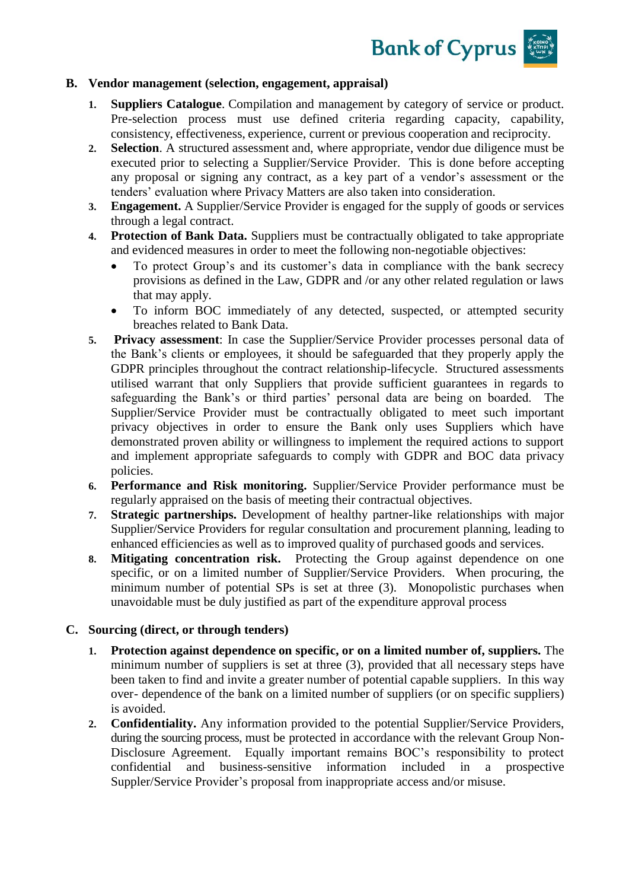## B. Vendor management (selection, engagement, appraisal)

1. **Suppliers Catalogue**. Compilation and management by category of service or product. Pre-selection process must use defined criteria regarding capacity, capability, consistency, effectiveness, experience, current or previous cooperation and reciprocity.
2. **Selection**. A structured assessment and, where appropriate, vendor due diligence must be executed prior to selecting a Supplier/Service Provider. This is done before accepting any proposal or signing any contract, as a key part of a vendor's assessment or the tenders' evaluation where Privacy Matters are also taken into consideration.
3. **Engagement.** A Supplier/Service Provider is engaged for the supply of goods or services through a legal contract.
4. **Protection of Bank Data.** Suppliers must be contractually obligated to take appropriate and evidenced measures in order to meet the following non-negotiable objectives:
   - To protect Group's and its customer's data in compliance with the bank secrecy provisions as defined in the Law, GDPR and /or any other related regulation or laws that may apply.
   - To inform BOC immediately of any detected, suspected, or attempted security breaches related to Bank Data.
5. **Privacy assessment**: In case the Supplier/Service Provider processes personal data of the Bank's clients or employees, it should be safeguarded that they properly apply the GDPR principles throughout the contract relationship-lifecycle. Structured assessments utilised warrant that only Suppliers that provide sufficient guarantees in regards to safeguarding the Bank's or third parties' personal data are being on boarded. The Supplier/Service Provider must be contractually obligated to meet such important privacy objectives in order to ensure the Bank only uses Suppliers which have demonstrated proven ability or willingness to implement the required actions to support and implement appropriate safeguards to comply with GDPR and BOC data privacy policies.
6. **Performance and Risk monitoring.** Supplier/Service Provider performance must be regularly appraised on the basis of meeting their contractual objectives.
7. **Strategic partnerships.** Development of healthy partner-like relationships with major Supplier/Service Providers for regular consultation and procurement planning, leading to enhanced efficiencies as well as to improved quality of purchased goods and services.
8. **Mitigating concentration risk.** Protecting the Group against dependence on one specific, or on a limited number of Supplier/Service Providers. When procuring, the minimum number of potential SPs is set at three (3). Monopolistic purchases when unavoidable must be duly justified as part of the expenditure approval process

## C. Sourcing (direct, or through tenders)

1. **Protection against dependence on specific, or on a limited number of, suppliers.** The minimum number of suppliers is set at three (3), provided that all necessary steps have been taken to find and invite a greater number of potential capable suppliers. In this way over- dependence of the bank on a limited number of suppliers (or on specific suppliers) is avoided.
2. **Confidentiality.** Any information provided to the potential Supplier/Service Providers, during the sourcing process, must be protected in accordance with the relevant Group Non-Disclosure Agreement. Equally important remains BOC's responsibility to protect confidential and business-sensitive information included in a prospective Suppler/Service Provider's proposal from inappropriate access and/or misuse.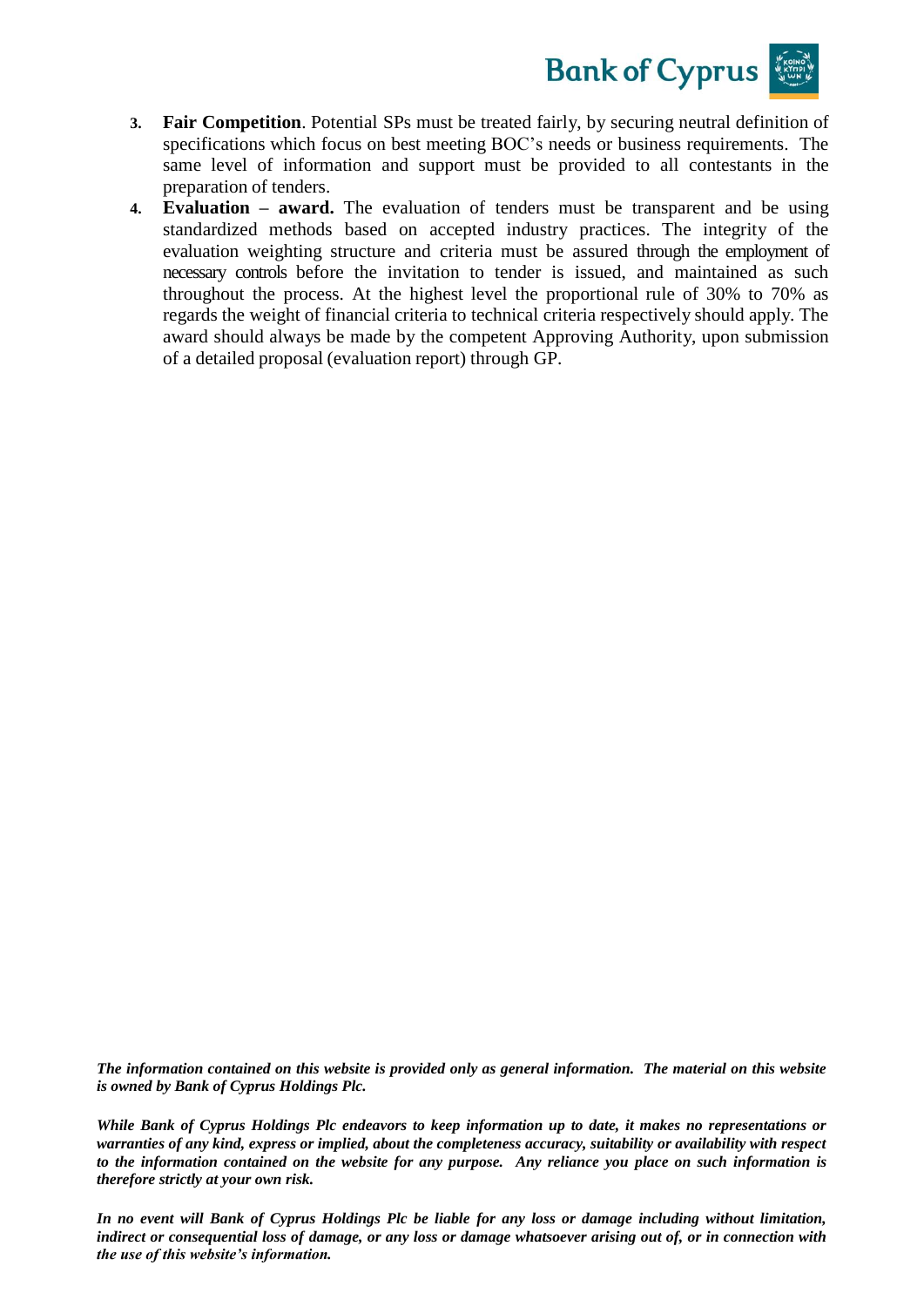3. **Fair Competition**. Potential SPs must be treated fairly, by securing neutral definition of specifications which focus on best meeting BOC's needs or business requirements. The same level of information and support must be provided to all contestants in the preparation of tenders.
4. **Evaluation – award.** The evaluation of tenders must be transparent and be using standardized methods based on accepted industry practices. The integrity of the evaluation weighting structure and criteria must be assured through the employment of necessary controls before the invitation to tender is issued, and maintained as such throughout the process. At the highest level the proportional rule of 30% to 70% as regards the weight of financial criteria to technical criteria respectively should apply. The award should always be made by the competent Approving Authority, upon submission of a detailed proposal (evaluation report) through GP.

***The information contained on this website is provided only as general information. The material on this website is owned by Bank of Cyprus Holdings Plc.***

***While Bank of Cyprus Holdings Plc endeavors to keep information up to date, it makes no representations or warranties of any kind, express or implied, about the completeness accuracy, suitability or availability with respect to the information contained on the website for any purpose. Any reliance you place on such information is therefore strictly at your own risk.***

***In no event will Bank of Cyprus Holdings Plc be liable for any loss or damage including without limitation, indirect or consequential loss of damage, or any loss or damage whatsoever arising out of, or in connection with the use of this website's information.***